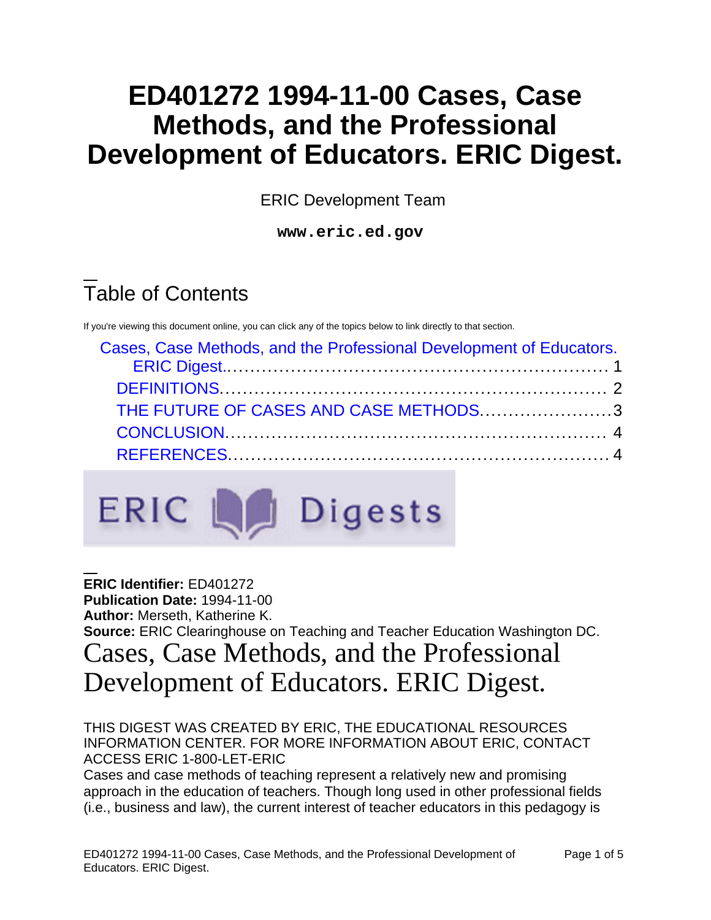# ED401272 1994-11-00 Cases, Case Methods, and the Professional Development of Educators. ERIC Digest.

ERIC Development Team

**www.eric.ed.gov**

## Table of Contents

If you're viewing this document online, you can click any of the topics below to link directly to that section.

- Cases, Case Methods, and the Professional Development of Educators. ERIC Digest.......... 1
  - DEFINITIONS.......... 2
  - THE FUTURE OF CASES AND CASE METHODS.......... 3
  - CONCLUSION.......... 4
  - REFERENCES.......... 4

ERIC Digests

**ERIC Identifier:** ED401272
**Publication Date:** 1994-11-00
**Author:** Merseth, Katherine K.
**Source:** ERIC Clearinghouse on Teaching and Teacher Education Washington DC.

# Cases, Case Methods, and the Professional Development of Educators. ERIC Digest.

THIS DIGEST WAS CREATED BY ERIC, THE EDUCATIONAL RESOURCES INFORMATION CENTER. FOR MORE INFORMATION ABOUT ERIC, CONTACT ACCESS ERIC 1-800-LET-ERIC

Cases and case methods of teaching represent a relatively new and promising approach in the education of teachers. Though long used in other professional fields (i.e., business and law), the current interest of teacher educators in this pedagogy is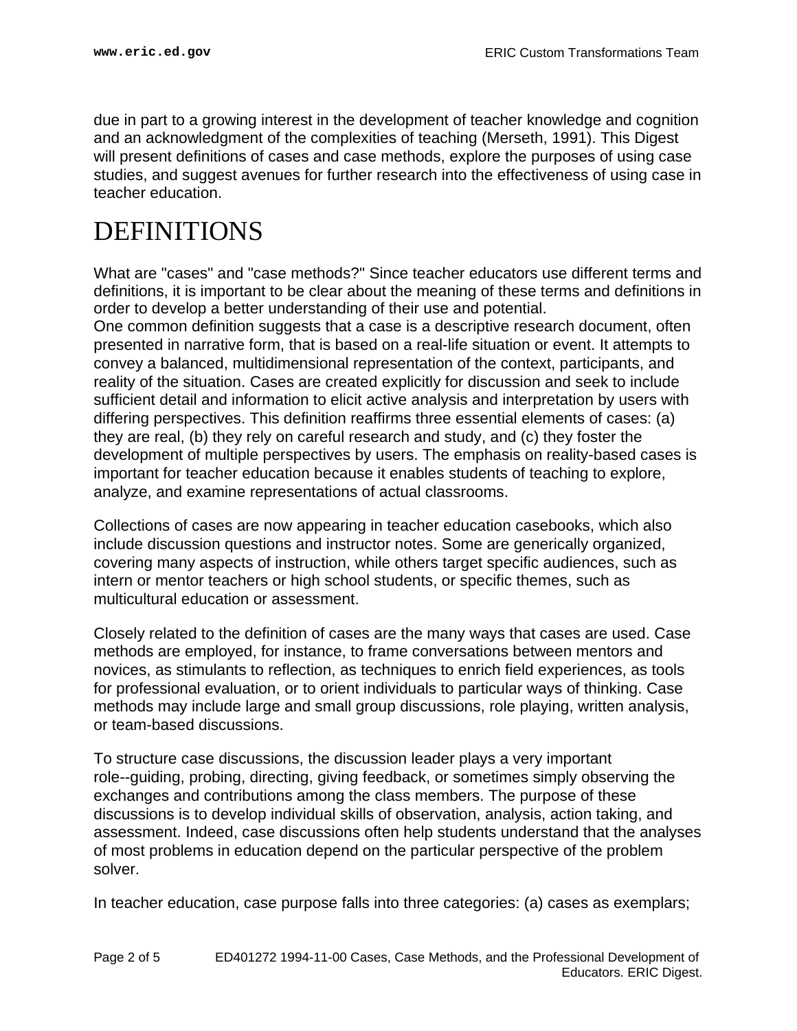due in part to a growing interest in the development of teacher knowledge and cognition and an acknowledgment of the complexities of teaching (Merseth, 1991). This Digest will present definitions of cases and case methods, explore the purposes of using case studies, and suggest avenues for further research into the effectiveness of using case in teacher education.

# DEFINITIONS

What are "cases" and "case methods?" Since teacher educators use different terms and definitions, it is important to be clear about the meaning of these terms and definitions in order to develop a better understanding of their use and potential.
One common definition suggests that a case is a descriptive research document, often presented in narrative form, that is based on a real-life situation or event. It attempts to convey a balanced, multidimensional representation of the context, participants, and reality of the situation. Cases are created explicitly for discussion and seek to include sufficient detail and information to elicit active analysis and interpretation by users with differing perspectives. This definition reaffirms three essential elements of cases: (a) they are real, (b) they rely on careful research and study, and (c) they foster the development of multiple perspectives by users. The emphasis on reality-based cases is important for teacher education because it enables students of teaching to explore, analyze, and examine representations of actual classrooms.

Collections of cases are now appearing in teacher education casebooks, which also include discussion questions and instructor notes. Some are generically organized, covering many aspects of instruction, while others target specific audiences, such as intern or mentor teachers or high school students, or specific themes, such as multicultural education or assessment.

Closely related to the definition of cases are the many ways that cases are used. Case methods are employed, for instance, to frame conversations between mentors and novices, as stimulants to reflection, as techniques to enrich field experiences, as tools for professional evaluation, or to orient individuals to particular ways of thinking. Case methods may include large and small group discussions, role playing, written analysis, or team-based discussions.

To structure case discussions, the discussion leader plays a very important role--guiding, probing, directing, giving feedback, or sometimes simply observing the exchanges and contributions among the class members. The purpose of these discussions is to develop individual skills of observation, analysis, action taking, and assessment. Indeed, case discussions often help students understand that the analyses of most problems in education depend on the particular perspective of the problem solver.

In teacher education, case purpose falls into three categories: (a) cases as exemplars;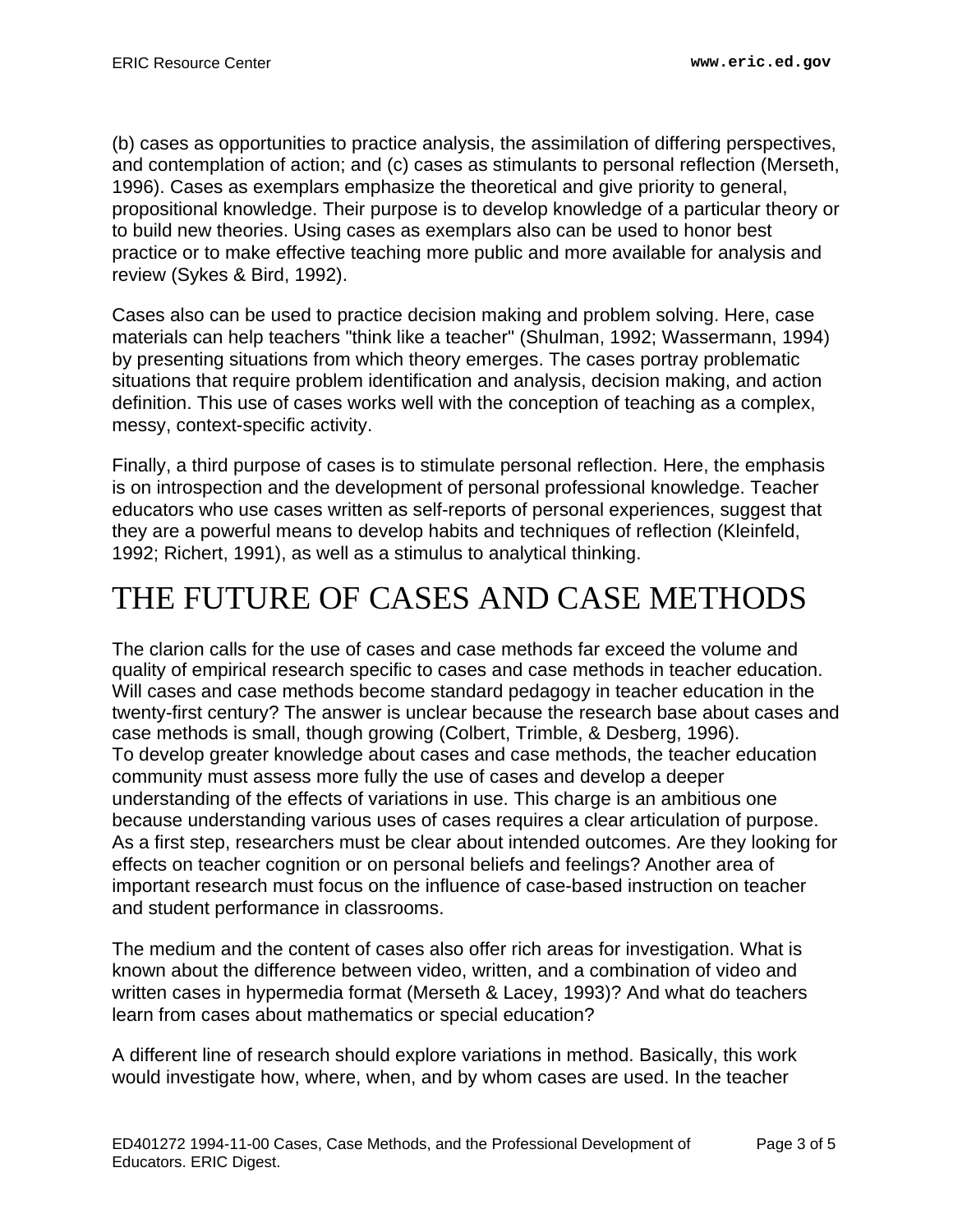(b) cases as opportunities to practice analysis, the assimilation of differing perspectives, and contemplation of action; and (c) cases as stimulants to personal reflection (Merseth, 1996). Cases as exemplars emphasize the theoretical and give priority to general, propositional knowledge. Their purpose is to develop knowledge of a particular theory or to build new theories. Using cases as exemplars also can be used to honor best practice or to make effective teaching more public and more available for analysis and review (Sykes & Bird, 1992).

Cases also can be used to practice decision making and problem solving. Here, case materials can help teachers "think like a teacher" (Shulman, 1992; Wassermann, 1994) by presenting situations from which theory emerges. The cases portray problematic situations that require problem identification and analysis, decision making, and action definition. This use of cases works well with the conception of teaching as a complex, messy, context-specific activity.

Finally, a third purpose of cases is to stimulate personal reflection. Here, the emphasis is on introspection and the development of personal professional knowledge. Teacher educators who use cases written as self-reports of personal experiences, suggest that they are a powerful means to develop habits and techniques of reflection (Kleinfeld, 1992; Richert, 1991), as well as a stimulus to analytical thinking.

# THE FUTURE OF CASES AND CASE METHODS

The clarion calls for the use of cases and case methods far exceed the volume and quality of empirical research specific to cases and case methods in teacher education. Will cases and case methods become standard pedagogy in teacher education in the twenty-first century? The answer is unclear because the research base about cases and case methods is small, though growing (Colbert, Trimble, & Desberg, 1996).
To develop greater knowledge about cases and case methods, the teacher education community must assess more fully the use of cases and develop a deeper understanding of the effects of variations in use. This charge is an ambitious one because understanding various uses of cases requires a clear articulation of purpose. As a first step, researchers must be clear about intended outcomes. Are they looking for effects on teacher cognition or on personal beliefs and feelings? Another area of important research must focus on the influence of case-based instruction on teacher and student performance in classrooms.

The medium and the content of cases also offer rich areas for investigation. What is known about the difference between video, written, and a combination of video and written cases in hypermedia format (Merseth & Lacey, 1993)? And what do teachers learn from cases about mathematics or special education?

A different line of research should explore variations in method. Basically, this work would investigate how, where, when, and by whom cases are used. In the teacher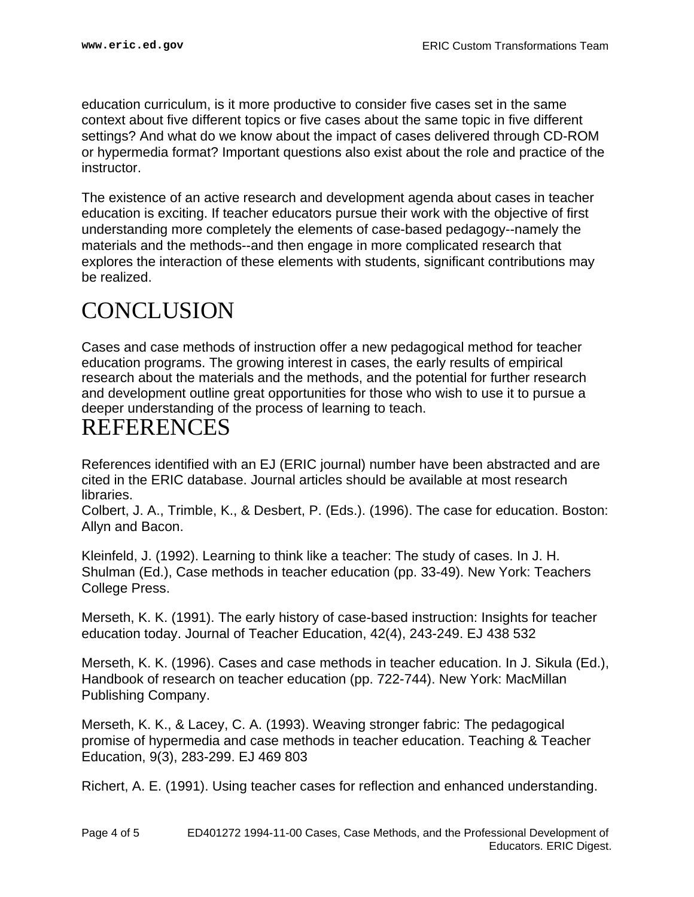education curriculum, is it more productive to consider five cases set in the same context about five different topics or five cases about the same topic in five different settings? And what do we know about the impact of cases delivered through CD-ROM or hypermedia format? Important questions also exist about the role and practice of the instructor.

The existence of an active research and development agenda about cases in teacher education is exciting. If teacher educators pursue their work with the objective of first understanding more completely the elements of case-based pedagogy--namely the materials and the methods--and then engage in more complicated research that explores the interaction of these elements with students, significant contributions may be realized.

# CONCLUSION

Cases and case methods of instruction offer a new pedagogical method for teacher education programs. The growing interest in cases, the early results of empirical research about the materials and the methods, and the potential for further research and development outline great opportunities for those who wish to use it to pursue a deeper understanding of the process of learning to teach.

# REFERENCES

References identified with an EJ (ERIC journal) number have been abstracted and are cited in the ERIC database. Journal articles should be available at most research libraries.

Colbert, J. A., Trimble, K., & Desbert, P. (Eds.). (1996). The case for education. Boston: Allyn and Bacon.

Kleinfeld, J. (1992). Learning to think like a teacher: The study of cases. In J. H. Shulman (Ed.), Case methods in teacher education (pp. 33-49). New York: Teachers College Press.

Merseth, K. K. (1991). The early history of case-based instruction: Insights for teacher education today. Journal of Teacher Education, 42(4), 243-249. EJ 438 532

Merseth, K. K. (1996). Cases and case methods in teacher education. In J. Sikula (Ed.), Handbook of research on teacher education (pp. 722-744). New York: MacMillan Publishing Company.

Merseth, K. K., & Lacey, C. A. (1993). Weaving stronger fabric: The pedagogical promise of hypermedia and case methods in teacher education. Teaching & Teacher Education, 9(3), 283-299. EJ 469 803

Richert, A. E. (1991). Using teacher cases for reflection and enhanced understanding.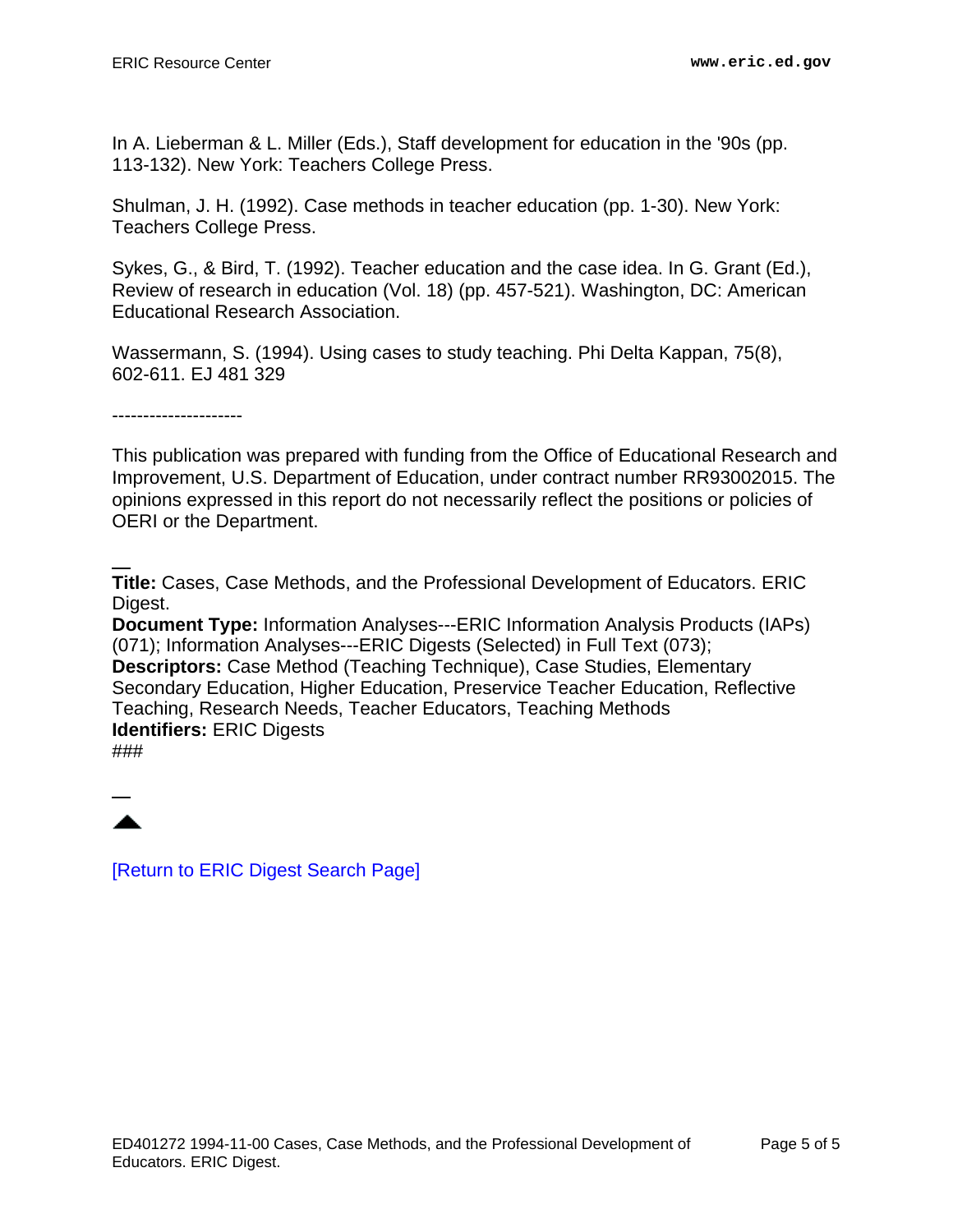In A. Lieberman & L. Miller (Eds.), Staff development for education in the '90s (pp. 113-132). New York: Teachers College Press.

Shulman, J. H. (1992). Case methods in teacher education (pp. 1-30). New York: Teachers College Press.

Sykes, G., & Bird, T. (1992). Teacher education and the case idea. In G. Grant (Ed.), Review of research in education (Vol. 18) (pp. 457-521). Washington, DC: American Educational Research Association.

Wassermann, S. (1994). Using cases to study teaching. Phi Delta Kappan, 75(8), 602-611. EJ 481 329

---------------------

This publication was prepared with funding from the Office of Educational Research and Improvement, U.S. Department of Education, under contract number RR93002015. The opinions expressed in this report do not necessarily reflect the positions or policies of OERI or the Department.

---

**Title:** Cases, Case Methods, and the Professional Development of Educators. ERIC Digest.
**Document Type:** Information Analyses---ERIC Information Analysis Products (IAPs) (071); Information Analyses---ERIC Digests (Selected) in Full Text (073);
**Descriptors:** Case Method (Teaching Technique), Case Studies, Elementary Secondary Education, Higher Education, Preservice Teacher Education, Reflective Teaching, Research Needs, Teacher Educators, Teaching Methods
**Identifiers:** ERIC Digests
###

---

[Return to ERIC Digest Search Page]